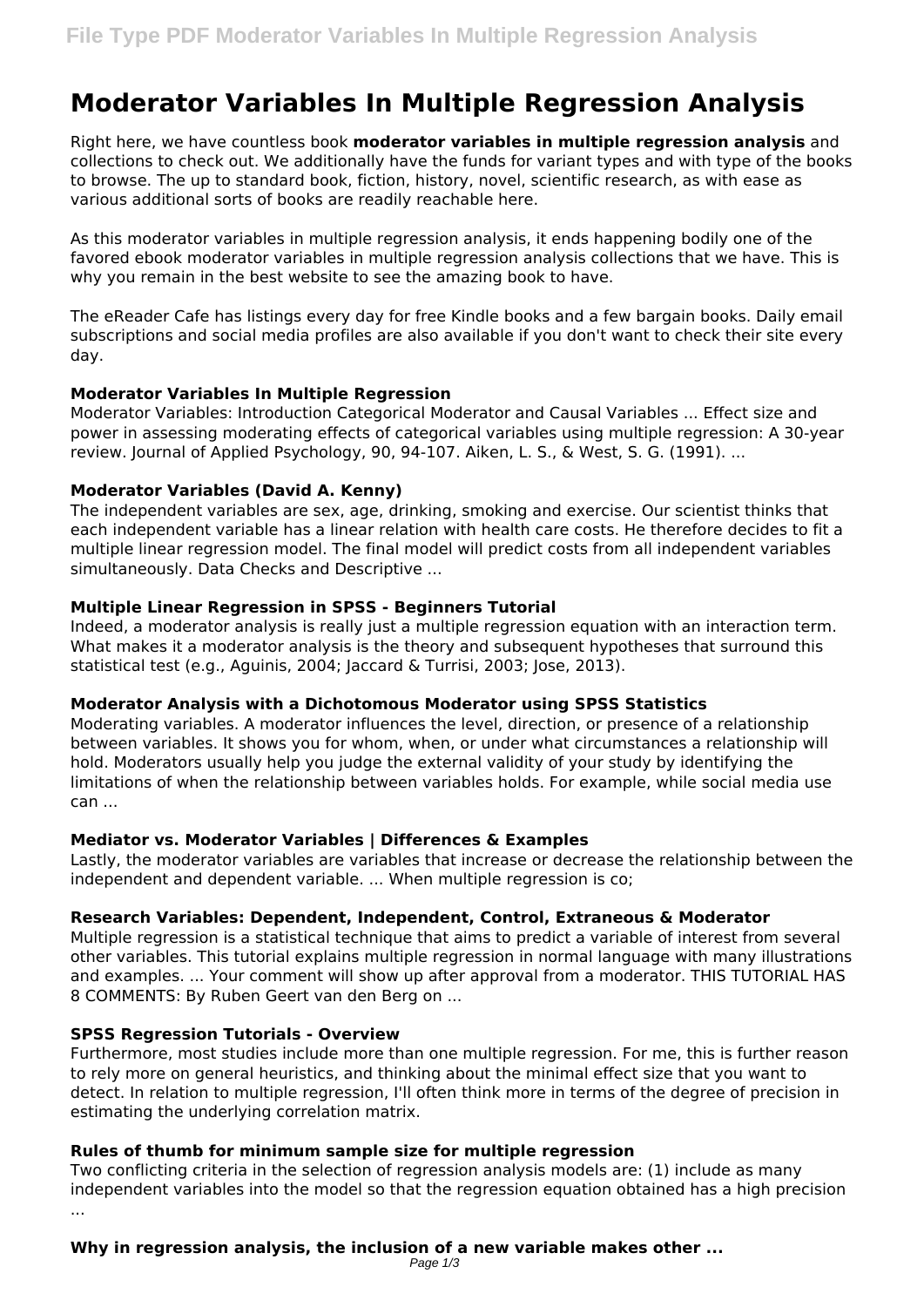# Moderator Variables In Multiple Regression Analysis

Right here, we have countless book **moderator variables in multiple regression analysis** and collections to check out. We additionally have the funds for variant types and with type of the books to browse. The up to standard book, fiction, history, novel, scientific research, as with ease as various additional sorts of books are readily reachable here.

As this moderator variables in multiple regression analysis, it ends happening bodily one of the favored ebook moderator variables in multiple regression analysis collections that we have. This is why you remain in the best website to see the amazing book to have.

The eReader Cafe has listings every day for free Kindle books and a few bargain books. Daily email subscriptions and social media profiles are also available if you don't want to check their site every day.

### Moderator Variables In Multiple Regression

Moderator Variables: Introduction Categorical Moderator and Causal Variables ... Effect size and power in assessing moderating effects of categorical variables using multiple regression: A 30-year review. Journal of Applied Psychology, 90, 94-107. Aiken, L. S., & West, S. G. (1991). ...

### Moderator Variables (David A. Kenny)

The independent variables are sex, age, drinking, smoking and exercise. Our scientist thinks that each independent variable has a linear relation with health care costs. He therefore decides to fit a multiple linear regression model. The final model will predict costs from all independent variables simultaneously. Data Checks and Descriptive ...

### Multiple Linear Regression in SPSS - Beginners Tutorial

Indeed, a moderator analysis is really just a multiple regression equation with an interaction term. What makes it a moderator analysis is the theory and subsequent hypotheses that surround this statistical test (e.g., Aguinis, 2004; Jaccard & Turrisi, 2003; Jose, 2013).

### Moderator Analysis with a Dichotomous Moderator using SPSS Statistics

Moderating variables. A moderator influences the level, direction, or presence of a relationship between variables. It shows you for whom, when, or under what circumstances a relationship will hold. Moderators usually help you judge the external validity of your study by identifying the limitations of when the relationship between variables holds. For example, while social media use can ...

### Mediator vs. Moderator Variables | Differences & Examples

Lastly, the moderator variables are variables that increase or decrease the relationship between the independent and dependent variable. ... When multiple regression is co;

### Research Variables: Dependent, Independent, Control, Extraneous & Moderator

Multiple regression is a statistical technique that aims to predict a variable of interest from several other variables. This tutorial explains multiple regression in normal language with many illustrations and examples. ... Your comment will show up after approval from a moderator. THIS TUTORIAL HAS 8 COMMENTS: By Ruben Geert van den Berg on ...

### SPSS Regression Tutorials - Overview

Furthermore, most studies include more than one multiple regression. For me, this is further reason to rely more on general heuristics, and thinking about the minimal effect size that you want to detect. In relation to multiple regression, I'll often think more in terms of the degree of precision in estimating the underlying correlation matrix.

### Rules of thumb for minimum sample size for multiple regression

Two conflicting criteria in the selection of regression analysis models are: (1) include as many independent variables into the model so that the regression equation obtained has a high precision ...

### Why in regression analysis, the inclusion of a new variable makes other ...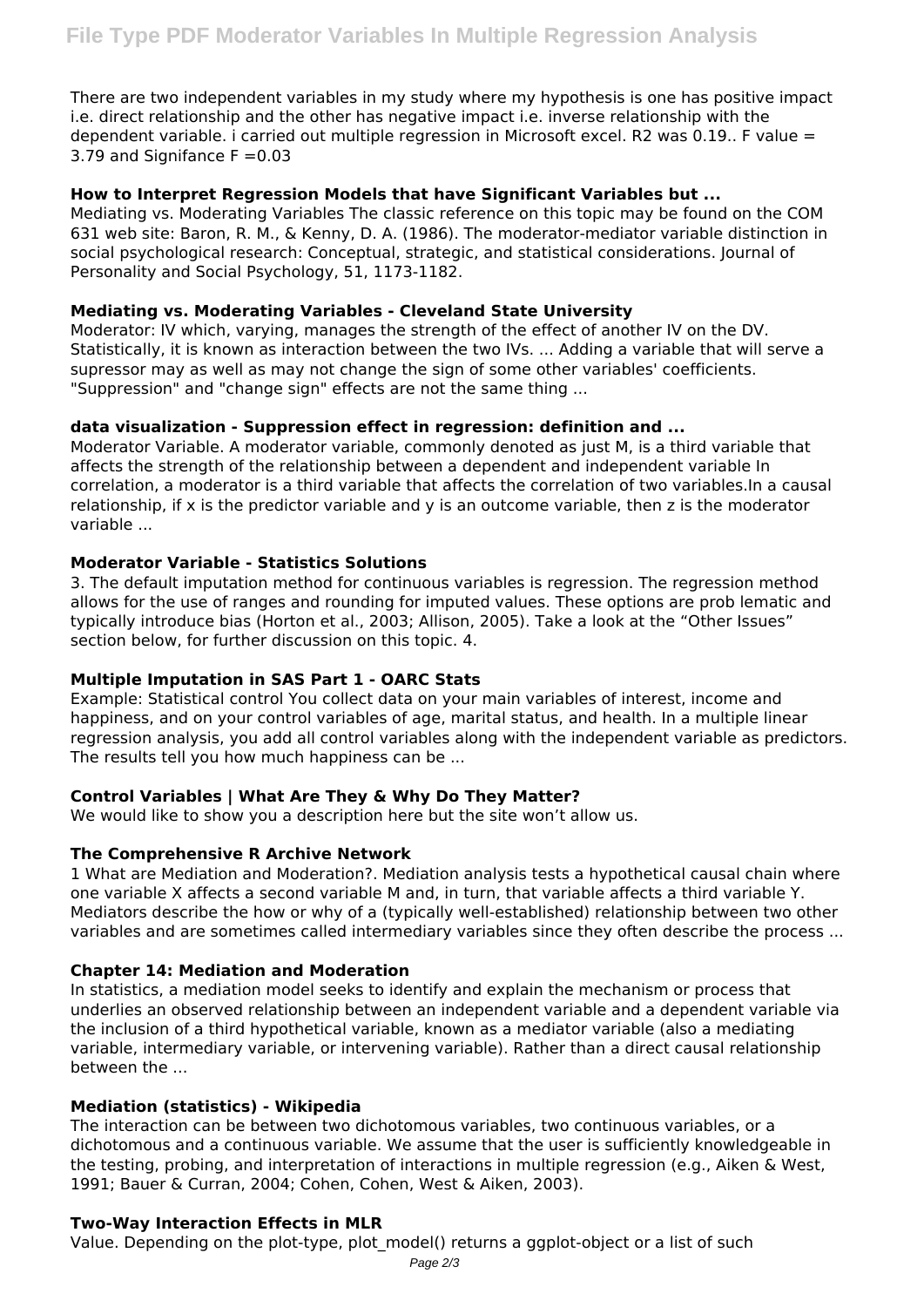There are two independent variables in my study where my hypothesis is one has positive impact i.e. direct relationship and the other has negative impact i.e. inverse relationship with the dependent variable. i carried out multiple regression in Microsoft excel. R2 was 0.19.. F value = 3.79 and Signifance F =0.03

### How to Interpret Regression Models that have Significant Variables but ...

Mediating vs. Moderating Variables The classic reference on this topic may be found on the COM 631 web site: Baron, R. M., & Kenny, D. A. (1986). The moderator-mediator variable distinction in social psychological research: Conceptual, strategic, and statistical considerations. Journal of Personality and Social Psychology, 51, 1173-1182.

### Mediating vs. Moderating Variables - Cleveland State University

Moderator: IV which, varying, manages the strength of the effect of another IV on the DV. Statistically, it is known as interaction between the two IVs. ... Adding a variable that will serve a supressor may as well as may not change the sign of some other variables' coefficients. "Suppression" and "change sign" effects are not the same thing ...

### data visualization - Suppression effect in regression: definition and ...

Moderator Variable. A moderator variable, commonly denoted as just M, is a third variable that affects the strength of the relationship between a dependent and independent variable In correlation, a moderator is a third variable that affects the correlation of two variables.In a causal relationship, if x is the predictor variable and y is an outcome variable, then z is the moderator variable ...

### Moderator Variable - Statistics Solutions

3. The default imputation method for continuous variables is regression. The regression method allows for the use of ranges and rounding for imputed values. These options are prob lematic and typically introduce bias (Horton et al., 2003; Allison, 2005). Take a look at the "Other Issues" section below, for further discussion on this topic. 4.

### Multiple Imputation in SAS Part 1 - OARC Stats

Example: Statistical control You collect data on your main variables of interest, income and happiness, and on your control variables of age, marital status, and health. In a multiple linear regression analysis, you add all control variables along with the independent variable as predictors. The results tell you how much happiness can be ...

### Control Variables | What Are They & Why Do They Matter?

We would like to show you a description here but the site won't allow us.

### The Comprehensive R Archive Network

1 What are Mediation and Moderation?. Mediation analysis tests a hypothetical causal chain where one variable X affects a second variable M and, in turn, that variable affects a third variable Y. Mediators describe the how or why of a (typically well-established) relationship between two other variables and are sometimes called intermediary variables since they often describe the process ...

### Chapter 14: Mediation and Moderation

In statistics, a mediation model seeks to identify and explain the mechanism or process that underlies an observed relationship between an independent variable and a dependent variable via the inclusion of a third hypothetical variable, known as a mediator variable (also a mediating variable, intermediary variable, or intervening variable). Rather than a direct causal relationship between the ...

### Mediation (statistics) - Wikipedia

The interaction can be between two dichotomous variables, two continuous variables, or a dichotomous and a continuous variable. We assume that the user is sufficiently knowledgeable in the testing, probing, and interpretation of interactions in multiple regression (e.g., Aiken & West, 1991; Bauer & Curran, 2004; Cohen, Cohen, West & Aiken, 2003).

### Two-Way Interaction Effects in MLR

Value. Depending on the plot-type, plot_model() returns a ggplot-object or a list of such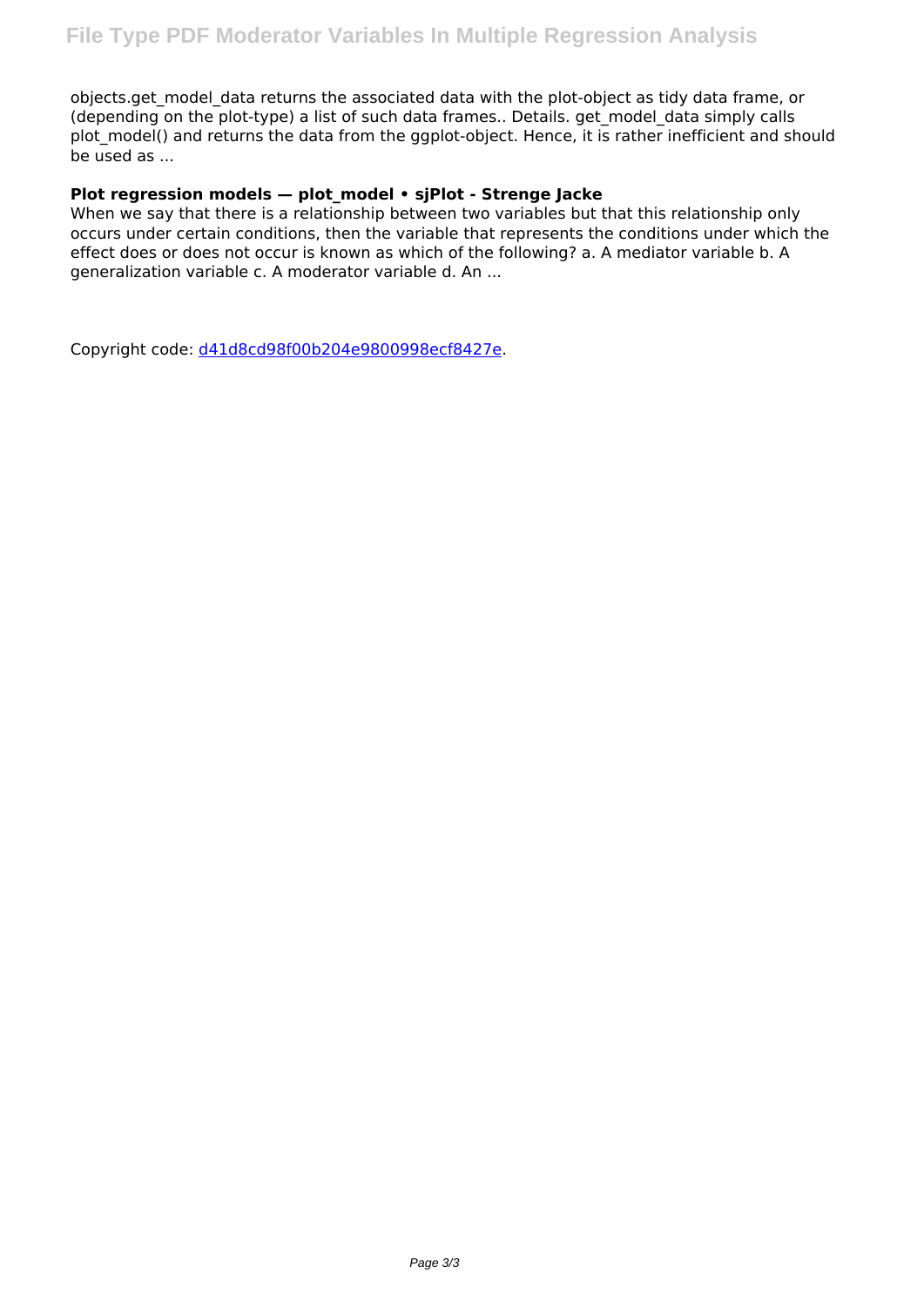objects.get_model_data returns the associated data with the plot-object as tidy data frame, or (depending on the plot-type) a list of such data frames.. Details. get_model_data simply calls plot_model() and returns the data from the ggplot-object. Hence, it is rather inefficient and should be used as ...

**Plot regression models — plot_model • sjPlot - Strenge Jacke**

When we say that there is a relationship between two variables but that this relationship only occurs under certain conditions, then the variable that represents the conditions under which the effect does or does not occur is known as which of the following? a. A mediator variable b. A generalization variable c. A moderator variable d. An ...

Copyright code: d41d8cd98f00b204e9800998ecf8427e.